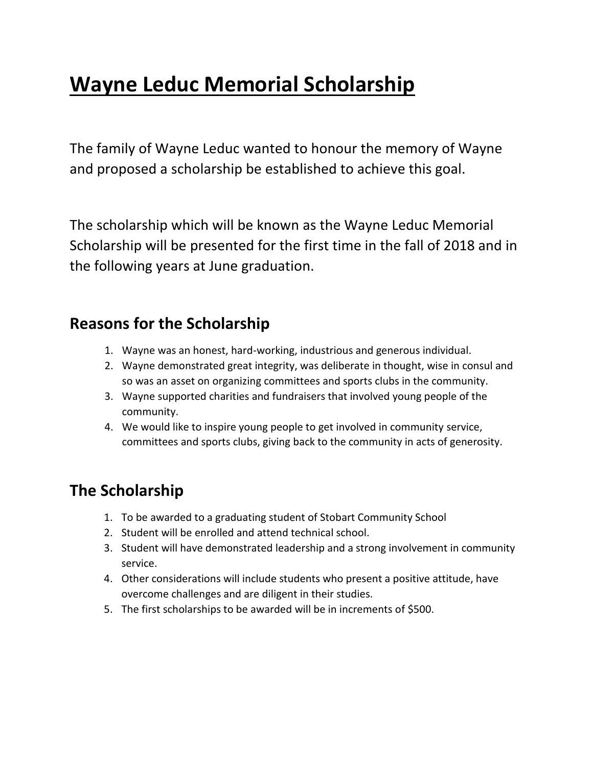# Wayne Leduc Memorial Scholarship

The family of Wayne Leduc wanted to honour the memory of Wayne and proposed a scholarship be established to achieve this goal.

The scholarship which will be known as the Wayne Leduc Memorial Scholarship will be presented for the first time in the fall of 2018 and in the following years at June graduation.

## Reasons for the Scholarship

1. Wayne was an honest, hard-working, industrious and generous individual.
2. Wayne demonstrated great integrity, was deliberate in thought, wise in consul and so was an asset on organizing committees and sports clubs in the community.
3. Wayne supported charities and fundraisers that involved young people of the community.
4. We would like to inspire young people to get involved in community service, committees and sports clubs, giving back to the community in acts of generosity.

## The Scholarship

1. To be awarded to a graduating student of Stobart Community School
2. Student will be enrolled and attend technical school.
3. Student will have demonstrated leadership and a strong involvement in community service.
4. Other considerations will include students who present a positive attitude, have overcome challenges and are diligent in their studies.
5. The first scholarships to be awarded will be in increments of $500.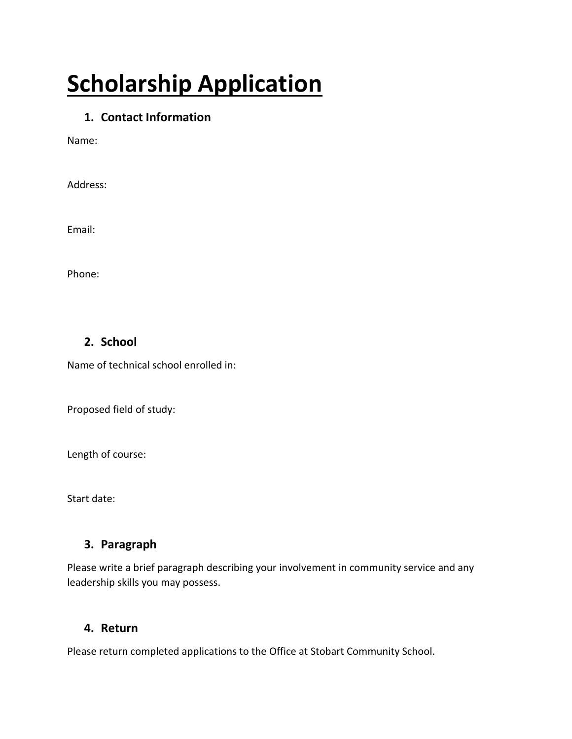# Scholarship Application

## 1. Contact Information

Name:

Address:

Email:

Phone:

## 2. School

Name of technical school enrolled in:

Proposed field of study:

Length of course:

Start date:

## 3. Paragraph

Please write a brief paragraph describing your involvement in community service and any leadership skills you may possess.

## 4. Return

Please return completed applications to the Office at Stobart Community School.